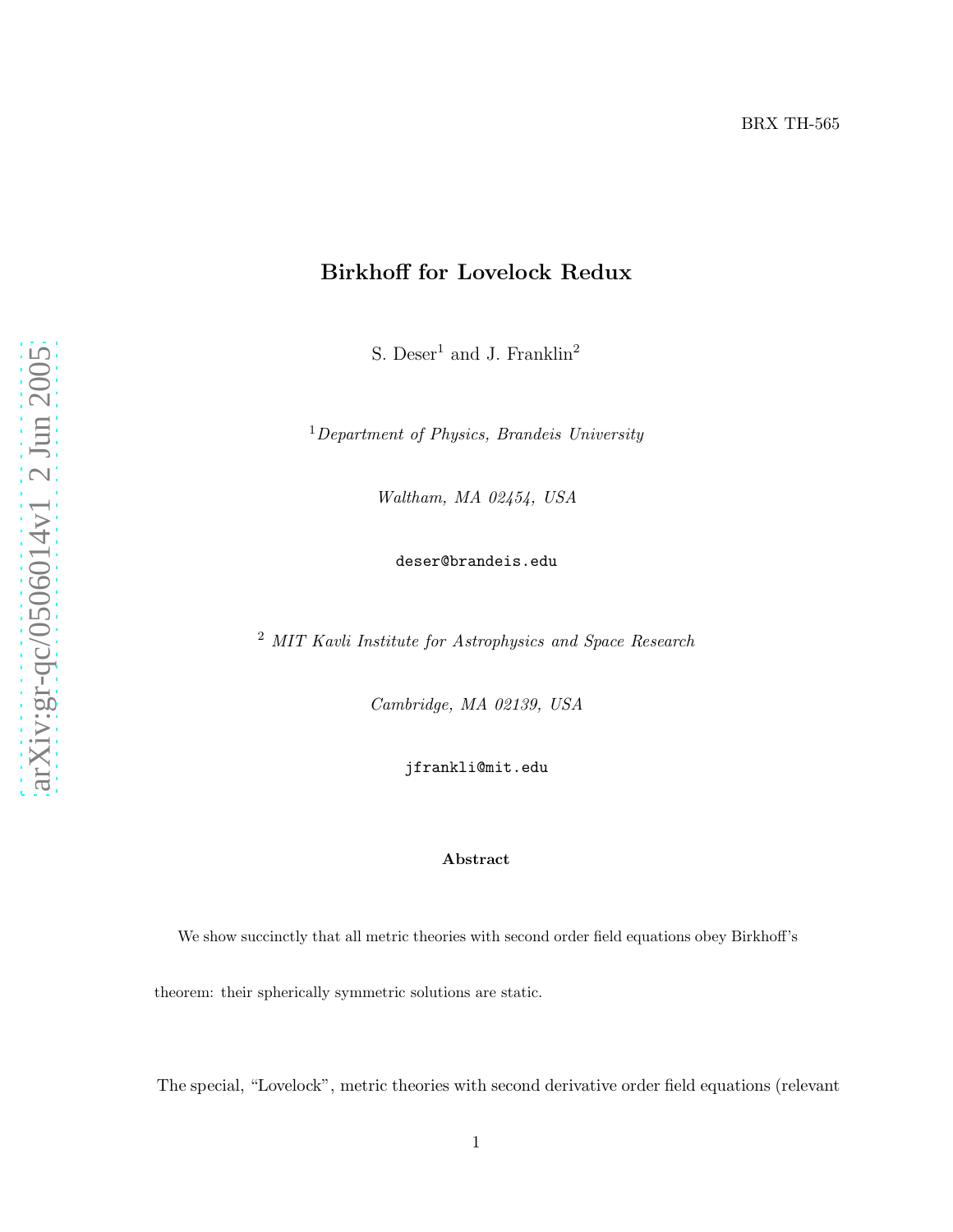BRX TH-565

# Birkhoff for Lovelock Redux

S. Deser[1] and J. Franklin[2]

[1] *Department of Physics, Brandeis University*

*Waltham, MA 02454, USA*

`deser@brandeis.edu`

[2] *MIT Kavli Institute for Astrophysics and Space Research*

*Cambridge, MA 02139, USA*

`jfrankli@mit.edu`

### Abstract

We show succinctly that all metric theories with second order field equations obey Birkhoff's theorem: their spherically symmetric solutions are static.

The special, "Lovelock", metric theories with second derivative order field equations (relevant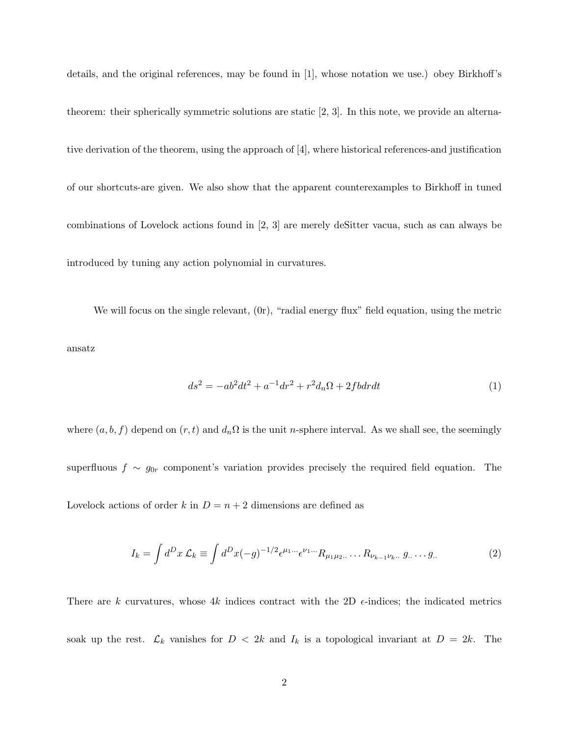details, and the original references, may be found in [1], whose notation we use.) obey Birkhoff's theorem: their spherically symmetric solutions are static [2, 3]. In this note, we provide an alternative derivation of the theorem, using the approach of [4], where historical references-and justification of our shortcuts-are given. We also show that the apparent counterexamples to Birkhoff in tuned combinations of Lovelock actions found in [2, 3] are merely deSitter vacua, such as can always be introduced by tuning any action polynomial in curvatures.

We will focus on the single relevant, (0r), "radial energy flux" field equation, using the metric ansatz

$$ds^2 = -ab^2dt^2 + a^{-1}dr^2 + r^2 d_n\Omega + 2fbdrdt \tag{1}$$

where $(a, b, f)$ depend on $(r, t)$ and $d_n\Omega$ is the unit $n$-sphere interval. As we shall see, the seemingly superfluous $f \sim g_{0r}$ component's variation provides precisely the required field equation. The Lovelock actions of order $k$ in $D = n + 2$ dimensions are defined as

$$I_k = \int d^Dx \, \mathcal{L}_k \equiv \int d^Dx (-g)^{-1/2} \epsilon^{\mu_1 \cdots} \epsilon^{\nu_1 \cdots} R_{\mu_1 \mu_2 ..} \ldots R_{\nu_{k-1} \nu_k ..} \, g_{..} \ldots g_{..} \tag{2}$$

There are $k$ curvatures, whose $4k$ indices contract with the 2D $\epsilon$-indices; the indicated metrics soak up the rest. $\mathcal{L}_k$ vanishes for $D < 2k$ and $I_k$ is a topological invariant at $D = 2k$. The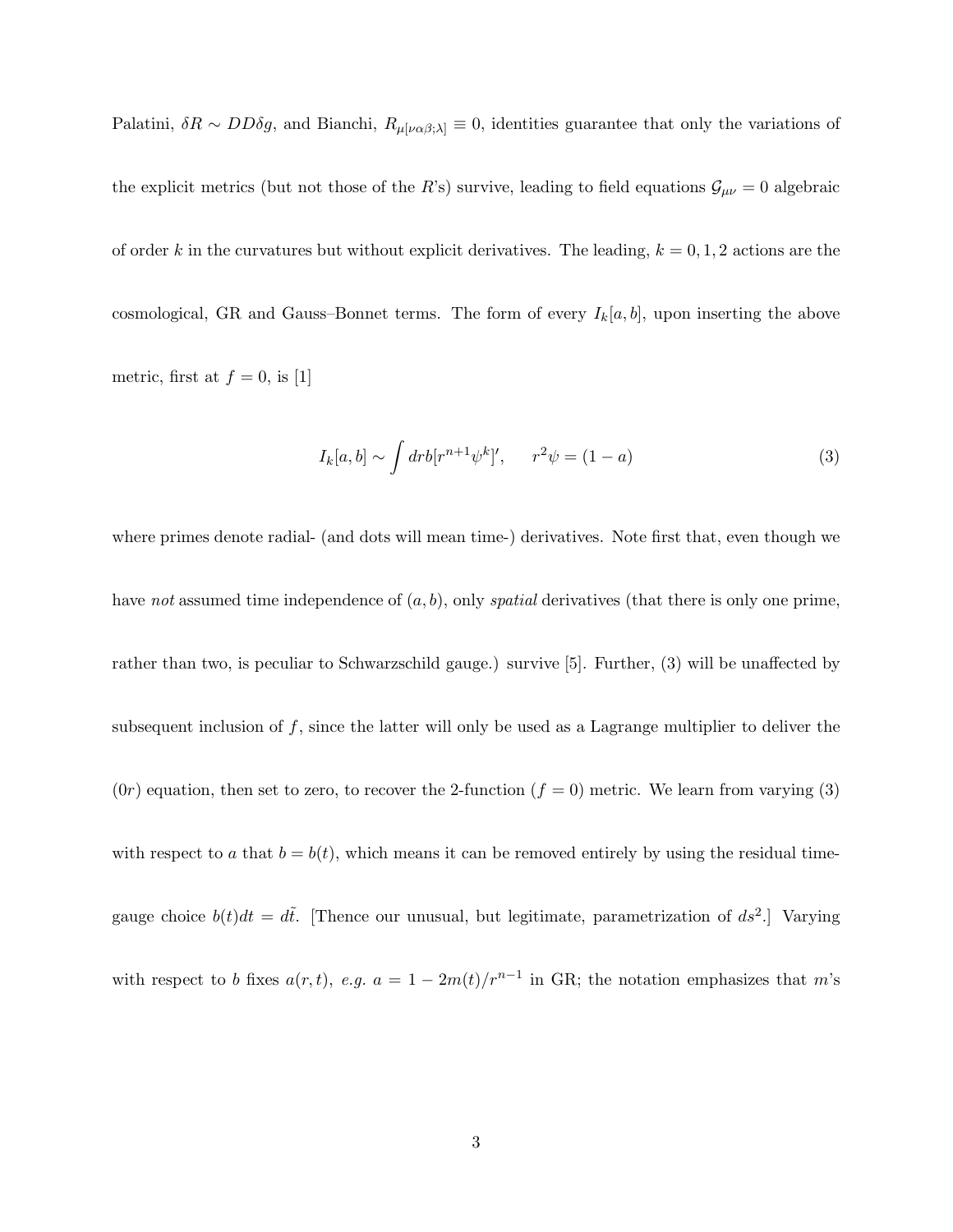Palatini, $\delta R \sim DD\delta g$, and Bianchi, $R_{\mu[\nu\alpha\beta;\lambda]} \equiv 0$, identities guarantee that only the variations of the explicit metrics (but not those of the $R$'s) survive, leading to field equations $\mathcal{G}_{\mu\nu} = 0$ algebraic of order $k$ in the curvatures but without explicit derivatives. The leading, $k = 0, 1, 2$ actions are the cosmological, GR and Gauss–Bonnet terms. The form of every $I_k[a, b]$, upon inserting the above metric, first at $f = 0$, is [1]

$$I_k[a, b] \sim \int dr b[r^{n+1}\psi^k]', \qquad r^2\psi = (1 - a) \tag{3}$$

where primes denote radial- (and dots will mean time-) derivatives. Note first that, even though we have *not* assumed time independence of $(a, b)$, only *spatial* derivatives (that there is only one prime, rather than two, is peculiar to Schwarzschild gauge.) survive [5]. Further, (3) will be unaffected by subsequent inclusion of $f$, since the latter will only be used as a Lagrange multiplier to deliver the $(0r)$ equation, then set to zero, to recover the 2-function ($f = 0$) metric. We learn from varying (3) with respect to $a$ that $b = b(t)$, which means it can be removed entirely by using the residual time-gauge choice $b(t)dt = d\tilde{t}$. [Thence our unusual, but legitimate, parametrization of $ds^2$.] Varying with respect to $b$ fixes $a(r, t)$, *e.g.* $a = 1 - 2m(t)/r^{n-1}$ in GR; the notation emphasizes that $m$'s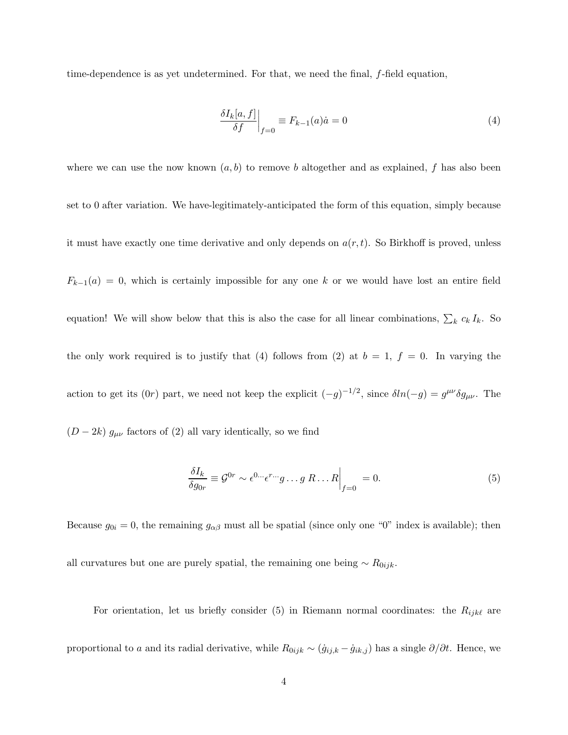time-dependence is as yet undetermined. For that, we need the final, $f$-field equation,

$$\left.\frac{\delta I_k[a,f]}{\delta f}\right|_{f=0} \equiv F_{k-1}(a)\dot{a} = 0 \tag{4}$$

where we can use the now known $(a, b)$ to remove $b$ altogether and as explained, $f$ has also been set to 0 after variation. We have-legitimately-anticipated the form of this equation, simply because it must have exactly one time derivative and only depends on $a(r,t)$. So Birkhoff is proved, unless $F_{k-1}(a) = 0$, which is certainly impossible for any one $k$ or we would have lost an entire field equation! We will show below that this is also the case for all linear combinations, $\sum_k c_k\, I_k$. So the only work required is to justify that (4) follows from (2) at $b = 1$, $f = 0$. In varying the action to get its $(0r)$ part, we need not keep the explicit $(-g)^{-1/2}$, since $\delta ln(-g) = g^{\mu\nu}\delta g_{\mu\nu}$. The $(D-2k)\; g_{\mu\nu}$ factors of (2) all vary identically, so we find

$$\frac{\delta I_k}{\delta g_{0r}} \equiv \mathcal{G}^{0r} \sim \epsilon^{0\cdots}\epsilon^{r\cdots} g \ldots g\; R \ldots R\bigg|_{f=0} = 0. \tag{5}$$

Because $g_{0i} = 0$, the remaining $g_{\alpha\beta}$ must all be spatial (since only one "0" index is available); then all curvatures but one are purely spatial, the remaining one being $\sim R_{0ijk}$.

For orientation, let us briefly consider (5) in Riemann normal coordinates: the $R_{ijk\ell}$ are proportional to $a$ and its radial derivative, while $R_{0ijk} \sim (\dot{g}_{ij,k} - \dot{g}_{ik,j})$ has a single $\partial/\partial t$. Hence, we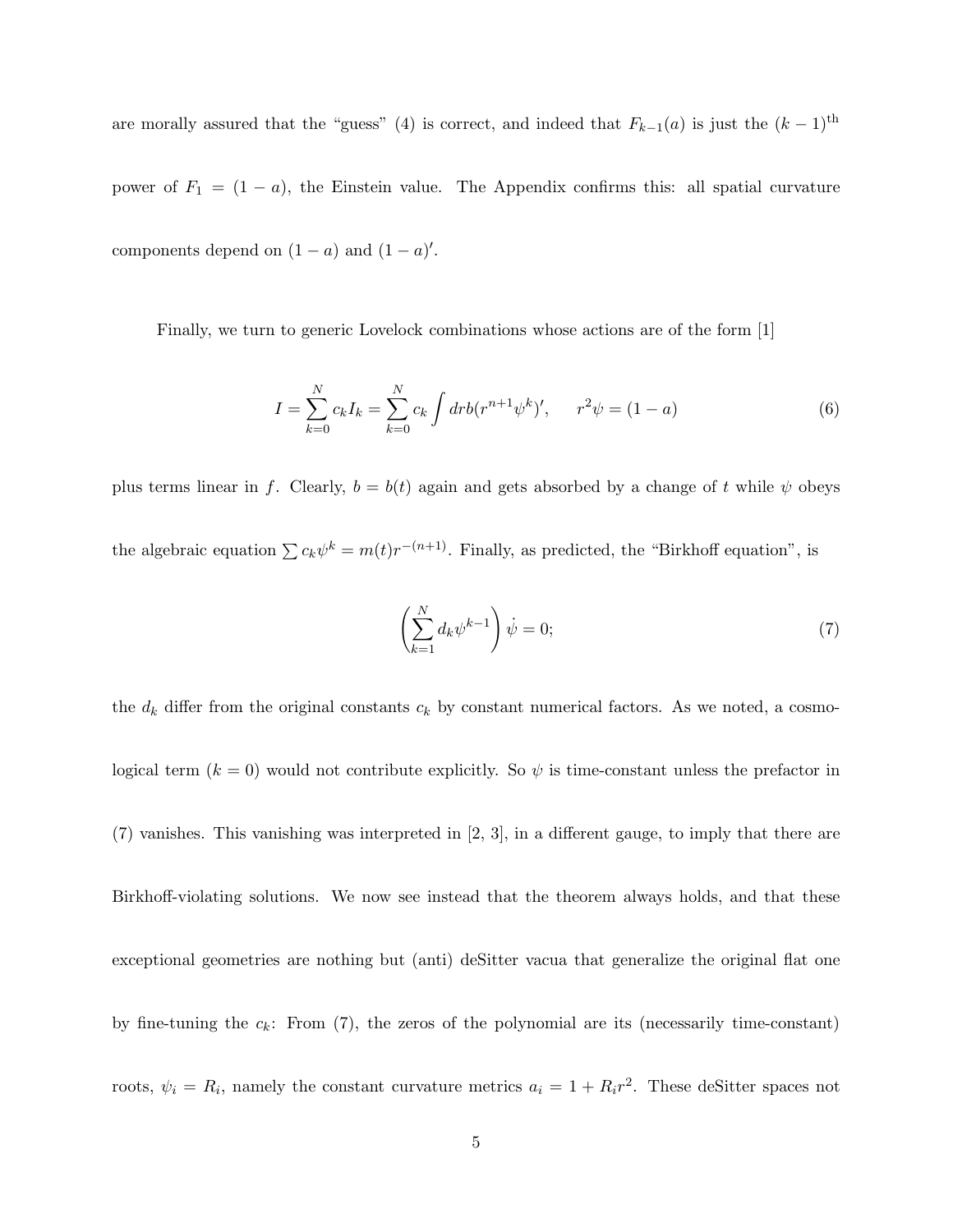are morally assured that the "guess" (4) is correct, and indeed that $F_{k-1}(a)$ is just the $(k-1)^{\text{th}}$ power of $F_1 = (1-a)$, the Einstein value. The Appendix confirms this: all spatial curvature components depend on $(1-a)$ and $(1-a)'$.

Finally, we turn to generic Lovelock combinations whose actions are of the form [1]

$$I = \sum_{k=0}^{N} c_k I_k = \sum_{k=0}^{N} c_k \int dr b (r^{n+1} \psi^k)', \qquad r^2 \psi = (1-a) \tag{6}$$

plus terms linear in $f$. Clearly, $b = b(t)$ again and gets absorbed by a change of $t$ while $\psi$ obeys the algebraic equation $\sum c_k \psi^k = m(t) r^{-(n+1)}$. Finally, as predicted, the "Birkhoff equation", is

$$\left( \sum_{k=1}^{N} d_k \psi^{k-1} \right) \dot{\psi} = 0; \tag{7}$$

the $d_k$ differ from the original constants $c_k$ by constant numerical factors. As we noted, a cosmological term ($k = 0$) would not contribute explicitly. So $\psi$ is time-constant unless the prefactor in (7) vanishes. This vanishing was interpreted in [2, 3], in a different gauge, to imply that there are Birkhoff-violating solutions. We now see instead that the theorem always holds, and that these exceptional geometries are nothing but (anti) deSitter vacua that generalize the original flat one by fine-tuning the $c_k$: From (7), the zeros of the polynomial are its (necessarily time-constant) roots, $\psi_i = R_i$, namely the constant curvature metrics $a_i = 1 + R_i r^2$. These deSitter spaces not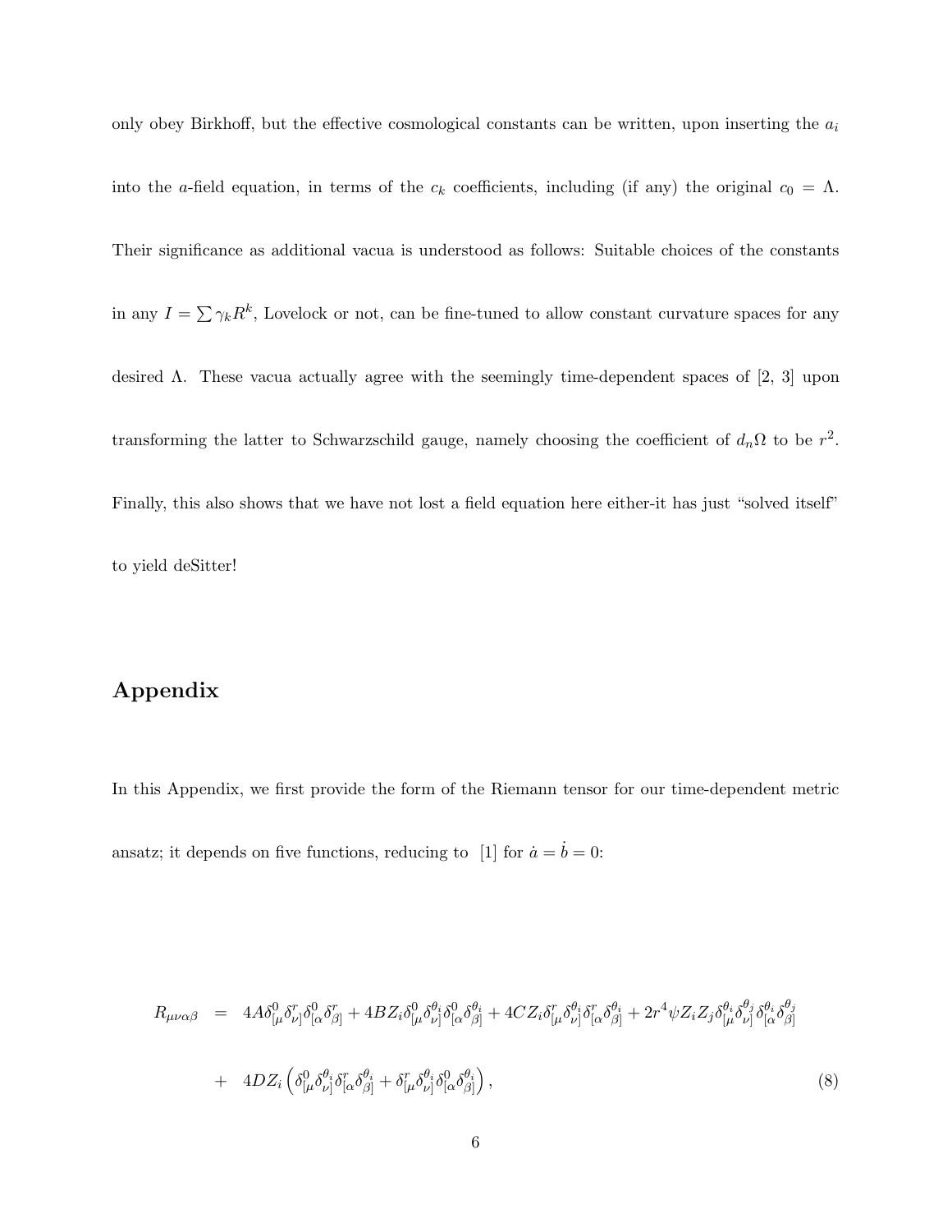only obey Birkhoff, but the effective cosmological constants can be written, upon inserting the $a_i$ into the $a$-field equation, in terms of the $c_k$ coefficients, including (if any) the original $c_0 = \Lambda$. Their significance as additional vacua is understood as follows: Suitable choices of the constants in any $I = \sum \gamma_k R^k$, Lovelock or not, can be fine-tuned to allow constant curvature spaces for any desired $\Lambda$. These vacua actually agree with the seemingly time-dependent spaces of [2, 3] upon transforming the latter to Schwarzschild gauge, namely choosing the coefficient of $d_n\Omega$ to be $r^2$. Finally, this also shows that we have not lost a field equation here either-it has just "solved itself" to yield deSitter!

## Appendix

In this Appendix, we first provide the form of the Riemann tensor for our time-dependent metric ansatz; it depends on five functions, reducing to [1] for $\dot{a} = \dot{b} = 0$:

$$
\begin{aligned}
R_{\mu\nu\alpha\beta} \;\; = \;\; & 4A\delta^0_{[\mu}\delta^r_{\nu]}\delta^0_{[\alpha}\delta^r_{\beta]} + 4BZ_i\delta^0_{[\mu}\delta^{\theta_i}_{\nu]}\delta^0_{[\alpha}\delta^{\theta_i}_{\beta]} + 4CZ_i\delta^r_{[\mu}\delta^{\theta_i}_{\nu]}\delta^r_{[\alpha}\delta^{\theta_i}_{\beta]} + 2r^4\psi Z_i Z_j\delta^{\theta_i}_{[\mu}\delta^{\theta_j}_{\nu]}\delta^{\theta_i}_{[\alpha}\delta^{\theta_j}_{\beta]} \\
+ \;\; & 4DZ_i\left(\delta^0_{[\mu}\delta^{\theta_i}_{\nu]}\delta^r_{[\alpha}\delta^{\theta_i}_{\beta]} + \delta^r_{[\mu}\delta^{\theta_i}_{\nu]}\delta^0_{[\alpha}\delta^{\theta_i}_{\beta]}\right), \qquad (8)
\end{aligned}
$$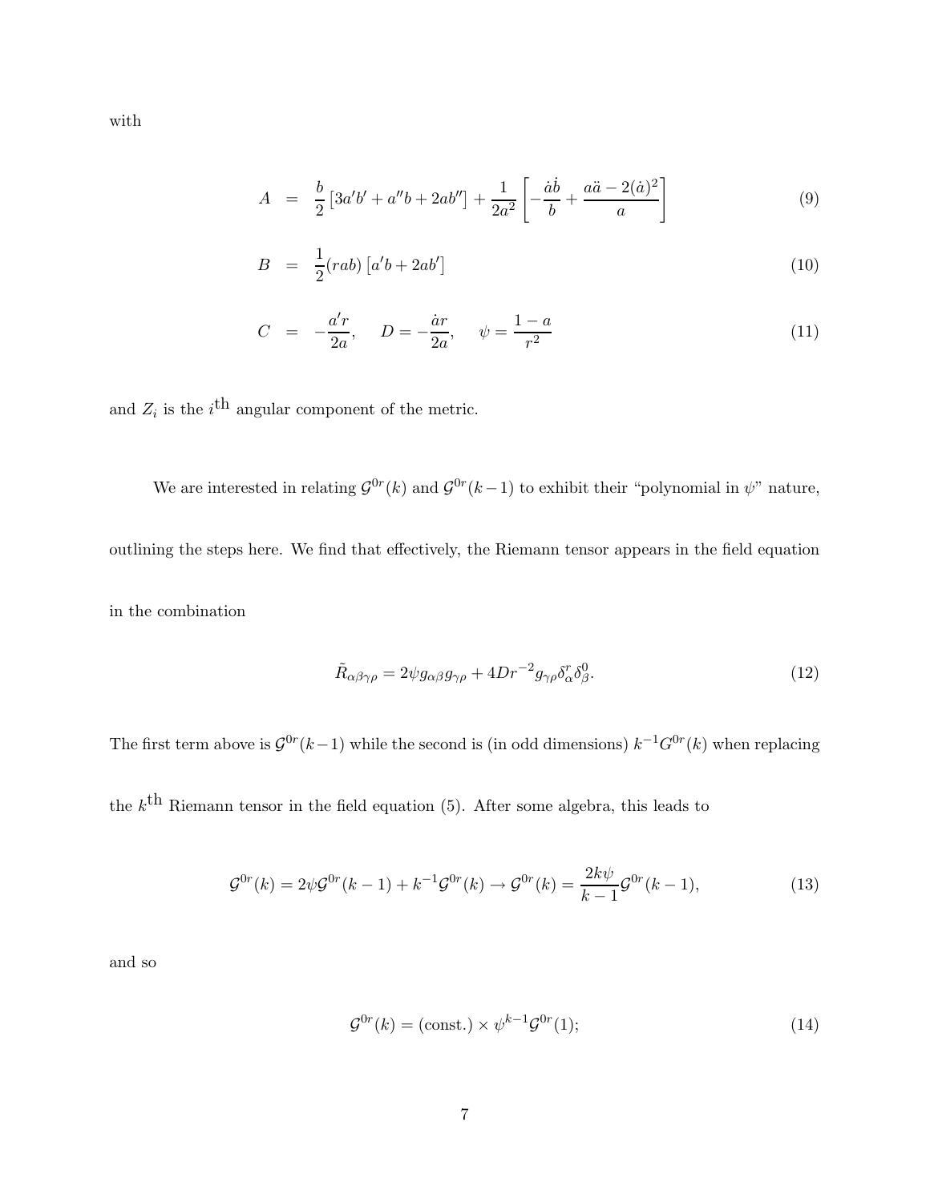with

$$A = \frac{b}{2}\left[3a'b' + a''b + 2ab''\right] + \frac{1}{2a^2}\left[-\frac{\dot{a}\dot{b}}{b} + \frac{a\ddot{a} - 2(\dot{a})^2}{a}\right] \tag{9}$$

$$B = \frac{1}{2}(rab)\left[a'b + 2ab'\right] \tag{10}$$

$$C = -\frac{a'r}{2a}, \quad D = -\frac{\dot{a}r}{2a}, \quad \psi = \frac{1-a}{r^2} \tag{11}$$

and $Z_i$ is the $i^{\text{th}}$ angular component of the metric.

We are interested in relating $\mathcal{G}^{0r}(k)$ and $\mathcal{G}^{0r}(k-1)$ to exhibit their "polynomial in $\psi$" nature, outlining the steps here. We find that effectively, the Riemann tensor appears in the field equation in the combination

$$\tilde{R}_{\alpha\beta\gamma\rho} = 2\psi g_{\alpha\beta}g_{\gamma\rho} + 4Dr^{-2}g_{\gamma\rho}\delta^r_\alpha\delta^0_\beta. \tag{12}$$

The first term above is $\mathcal{G}^{0r}(k-1)$ while the second is (in odd dimensions) $k^{-1}G^{0r}(k)$ when replacing the $k^{\text{th}}$ Riemann tensor in the field equation (5). After some algebra, this leads to

$$\mathcal{G}^{0r}(k) = 2\psi\mathcal{G}^{0r}(k-1) + k^{-1}\mathcal{G}^{0r}(k) \rightarrow \mathcal{G}^{0r}(k) = \frac{2k\psi}{k-1}\mathcal{G}^{0r}(k-1), \tag{13}$$

and so

$$\mathcal{G}^{0r}(k) = (\text{const.}) \times \psi^{k-1}\mathcal{G}^{0r}(1); \tag{14}$$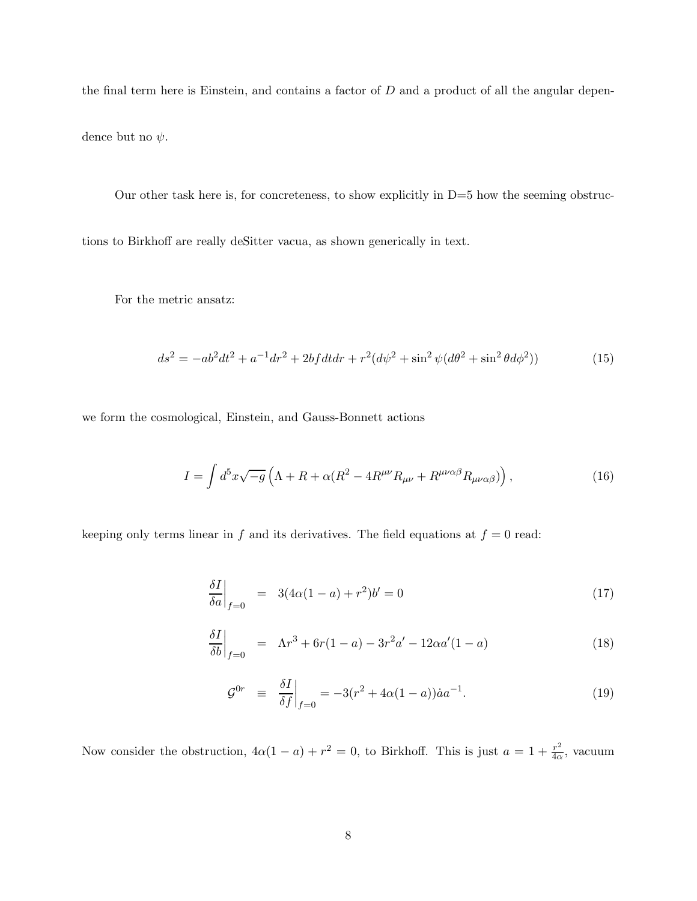the final term here is Einstein, and contains a factor of $D$ and a product of all the angular dependence but no $\psi$.

Our other task here is, for concreteness, to show explicitly in D=5 how the seeming obstructions to Birkhoff are really deSitter vacua, as shown generically in text.

For the metric ansatz:

$$ds^2 = -ab^2dt^2 + a^{-1}dr^2 + 2bf dtdr + r^2(d\psi^2 + \sin^2\psi(d\theta^2 + \sin^2\theta d\phi^2)) \tag{15}$$

we form the cosmological, Einstein, and Gauss-Bonnett actions

$$I = \int d^5x\sqrt{-g}\left(\Lambda + R + \alpha(R^2 - 4R^{\mu\nu}R_{\mu\nu} + R^{\mu\nu\alpha\beta}R_{\mu\nu\alpha\beta})\right), \tag{16}$$

keeping only terms linear in $f$ and its derivatives. The field equations at $f = 0$ read:

$$\left.\frac{\delta I}{\delta a}\right|_{f=0} = 3(4\alpha(1-a) + r^2)b' = 0 \tag{17}$$

$$\left.\frac{\delta I}{\delta b}\right|_{f=0} = \Lambda r^3 + 6r(1-a) - 3r^2a' - 12\alpha a'(1-a) \tag{18}$$

$$\mathcal{G}^{0r} \equiv \left.\frac{\delta I}{\delta f}\right|_{f=0} = -3(r^2 + 4\alpha(1-a))\dot{a}a^{-1}. \tag{19}$$

Now consider the obstruction, $4\alpha(1-a) + r^2 = 0$, to Birkhoff. This is just $a = 1 + \frac{r^2}{4\alpha}$, vacuum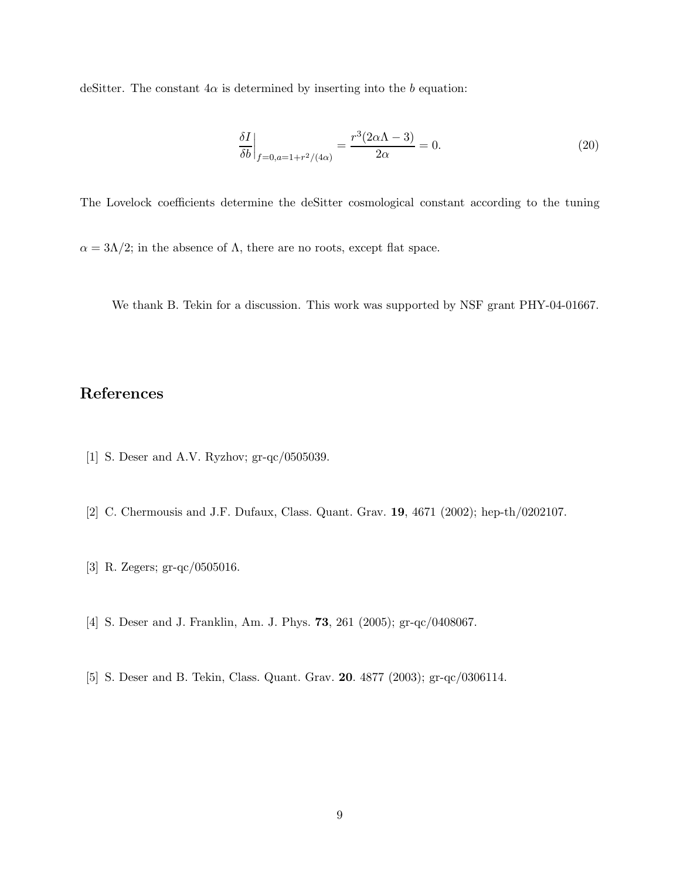deSitter. The constant $4\alpha$ is determined by inserting into the $b$ equation:

$$\left.\frac{\delta I}{\delta b}\right|_{f=0, a=1+r^2/(4\alpha)} = \frac{r^3(2\alpha\Lambda - 3)}{2\alpha} = 0. \tag{20}$$

The Lovelock coefficients determine the deSitter cosmological constant according to the tuning $\alpha = 3\Lambda/2$; in the absence of $\Lambda$, there are no roots, except flat space.

We thank B. Tekin for a discussion. This work was supported by NSF grant PHY-04-01667.

## References

[1] S. Deser and A.V. Ryzhov; gr-qc/0505039.

[2] C. Chermousis and J.F. Dufaux, Class. Quant. Grav. **19**, 4671 (2002); hep-th/0202107.

[3] R. Zegers; gr-qc/0505016.

[4] S. Deser and J. Franklin, Am. J. Phys. **73**, 261 (2005); gr-qc/0408067.

[5] S. Deser and B. Tekin, Class. Quant. Grav. **20**. 4877 (2003); gr-qc/0306114.